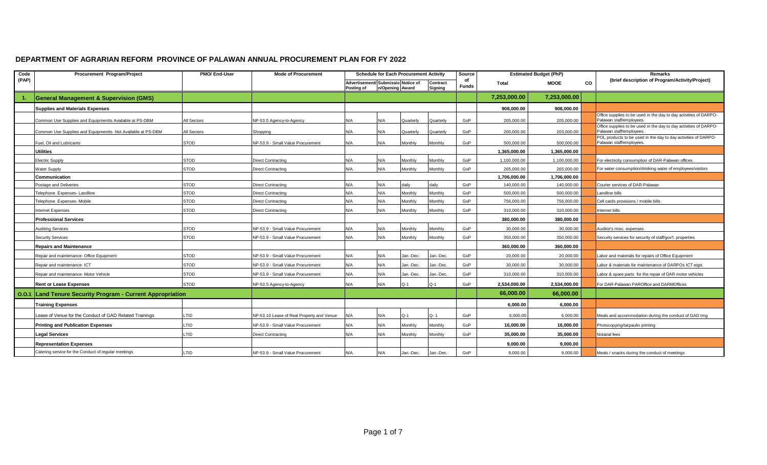## DEPARTMENT OF AGRARIAN REFORM PROVINCE OF PALAWAN ANNUAL PROCUREMENT PLAN FOR FY 2022

| Code (PAP) | Procurement Program/Project | PMO/ End-User | Mode of Procurement | Schedule for Each Procurement Activity | | | | Source of Funds | Estimated Budget (PhP) | | | Remarks (brief description of Program/Activity/Project) |
|---|---|---|---|---|---|---|---|---|---|---|---|---|
| | | | | Advertisement/ Posting of | Submission/Opening | Notice of Award | Contract Signing | | Total | MOOE | CO | |
| 1. | **General Management & Supervision (GMS)** | | | | | | | | **7,253,000.00** | **7,253,000.00** | | |
| | **Supplies and Materials Expenses** | | | | | | | | **908,000.00** | **908,000.00** | | |
| | Common Use Supplies and Equipmentts Available at PS-DBM | All Sectors | NP-53.5 Agency-to-Agency | N/A | N/A | Quarterly | Quarterly | GoP | 205,000.00 | 205,000.00 | | Office supplies to be used in the day to day activities of DARPO-Palawan staff/employees. |
| | Common Use Supplies and Equipmentts Not Available at PS-DBM | All Sectors | Shopping | N/A | N/A | Quarterly | Quarterly | GoP | 200,000.00 | 203,000.00 | | Office supplies to be used in the day to day activities of DARPO-Palawan staff/employees. |
| | Fuel, Oil and Lubricants | STOD | NP-53.9 - Small Value Procurement | N/A | N/A | Monthly | Monthly | GoP | 500,000.00 | 500,000.00 | | POL products to be used in the day to day activities of DARPO-Palawan staff/employees. |
| | **Utilities** | | | | | | | | **1,365,000.00** | **1,365,000.00** | | |
| | Electric Supply | STOD | Direct Contracting | N/A | N/A | Monthly | Monthly | GoP | 1,100,000.00 | 1,100,000.00 | | For electricity consumption of DAR-Palawan offices |
| | Water Supply | STOD | Direct Contracting | N/A | N/A | Monthly | Monthly | GoP | 265,000.00 | 265,000.00 | | For water consumption/drinking water of employees/visitors |
| | **Communication** | | | | | | | | **1,706,000.00** | **1,706,000.00** | | |
| | Postage and Deliveries | STOD | Direct Contracting | N/A | N/A | daily | daily | GoP | 140,000.00 | 140,000.00 | | Courier services of DAR-Palawan |
| | Telephone Expenses- Landline | STOD | Direct Contracting | N/A | N/A | Monthly | Monthly | GoP | 500,000.00 | 500,000.00 | | Landline bills |
| | Telephone Expenses- Mobile | STOD | Direct Contracting | N/A | N/A | Monthly | Monthly | GoP | 756,000.00 | 756,000.00 | | Cell cards provisions / mobile bills |
| | Internet Expenses | STOD | Direct Contracting | N/A | N/A | Monthly | Monthly | GoP | 310,000.00 | 310,000.00 | | Internet bills |
| | **Professional Services** | | | | | | | | **380,000.00** | **380,000.00** | | |
| | Auditing Services | STOD | NP-53.9 - Small Value Procurement | N/A | N/A | Monthly | Monthly | GoP | 30,000.00 | 30,000.00 | | Auditor's misc. expenses |
| | Security Services | STOD | NP-53.9 - Small Value Procurement | N/A | N/A | Monthly | Monthly | GoP | 350,000.00 | 350,000.00 | | Security services for security of staff/gov't. properties |
| | **Repairs and Maintenance** | | | | | | | | **360,000.00** | **360,000.00** | | |
| | Repair and maintenance- Office Equipment | STOD | NP-53.9 - Small Value Procurement | N/A | N/A | Jan.-Dec. | Jan.-Dec. | GoP | 20,000.00 | 20,000.00 | | Labor and materials for repairs of Office Equipment |
| | Repair and maintenance- ICT | STOD | NP-53.9 - Small Value Procurement | N/A | N/A | Jan.-Dec. | Jan.-Dec. | GoP | 30,000.00 | 30,000.00 | | Labor & materials for maintenance of DARPOs ICT eqpt. |
| | Repair and maintenance- Motor Vehicle | STOD | NP-53.9 - Small Value Procurement | N/A | N/A | Jan.-Dec. | Jan.-Dec. | GoP | 310,000.00 | 310,000.00 | | Labor & spare parts for the repair of DAR motor vehicles |
| | **Rent or Lease Expenses** | STOD | NP-53.5 Agency-to-Agency | N/A | N/A | Q-1 | Q-1 | GoP | **2,534,000.00** | **2,534,000.00** | | For DAR-Palawan PAROffice and DARMOffices |
| O.O.1 | **Land Tenure Security Program - Current Appropriation** | | | | | | | | **66,000.00** | **66,000.00** | | |
| | **Training Expenses** | | | | | | | | **6,000.00** | **6,000.00** | | |
| | Lease of Venue for the Conduct of GAD Related Trainings | LTID | NP-53.10 Lease of Real Property and Venue | N/A | N/A | Q-1 | Q- 1 | GoP | 6,000.00 | 6,000.00 | | Meals and accommodation during the conduct of GAD trng |
| | **Printing and Publication Expenses** | LTID | NP-53.9 - Small Value Procurement | N/A | N/A | Monthly | Monthly | GoP | **16,000.00** | **16,000.00** | | Photocopying/tarpaulin printing |
| | **Legal Services** | LTID | Direct Contracting | N/A | N/A | Monthly | Monthly | GoP | **35,000.00** | **35,000.00** | | Notarial fees |
| | **Representation Expenses** | | | | | | | | **9,000.00** | **9,000.00** | | |
| | Catering service for the Conduct of regular meetings | LTID | NP-53.9 - Small Value Procurement | N/A | N/A | Jan.-Dec. | Jan.-Dec. | GoP | 9,000.00 | 9,000.00 | | Meals / snacks during the conduct of meetings |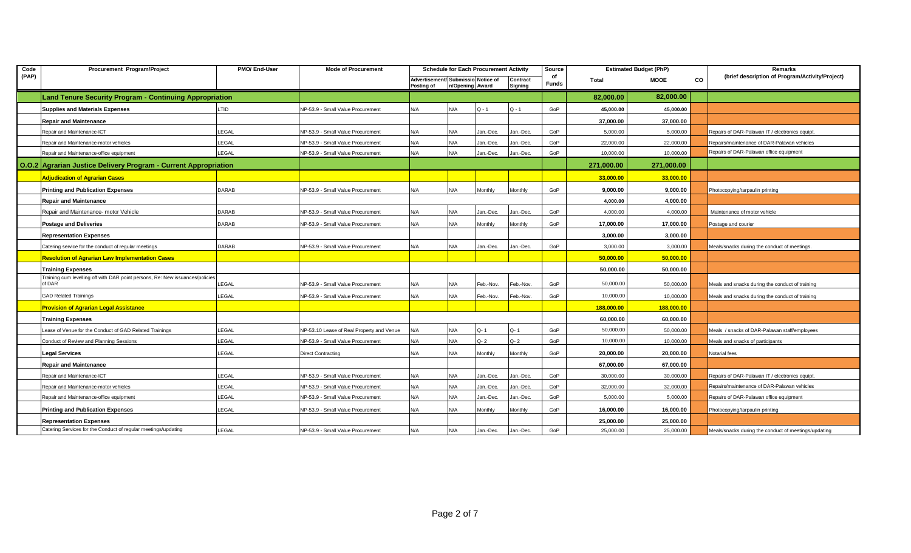| Code (PAP) | Procurement Program/Project | PMO/ End-User | Mode of Procurement | Schedule for Each Procurement Activity | | | | Source of Funds | Estimated Budget (PhP) | | | Remarks (brief description of Program/Activity/Project) |
|---|---|---|---|---|---|---|---|---|---|---|---|---|
| | | | | Advertisement/ Posting of | Submission/Opening | Notice of Award | Contract Signing | | Total | MOOE | CO | |
| | **Land Tenure Security Program - Continuing Appropriation** | | | | | | | | **82,000.00** | **82,000.00** | | |
| | **Supplies and Materials Expenses** | LTID | NP-53.9 - Small Value Procurement | N/A | N/A | Q - 1 | Q - 1 | GoP | **45,000.00** | **45,000.00** | | |
| | **Repair and Maintenance** | | | | | | | | **37,000.00** | **37,000.00** | | |
| | Repair and Maintenance-ICT | LEGAL | NP-53.9 - Small Value Procurement | N/A | N/A | Jan.-Dec. | Jan.-Dec. | GoP | 5,000.00 | 5,000.00 | | Repairs of DAR-Palawan IT / electronics equipt. |
| | Repair and Maintenance-motor vehicles | LEGAL | NP-53.9 - Small Value Procurement | N/A | N/A | Jan.-Dec. | Jan.-Dec. | GoP | 22,000.00 | 22,000.00 | | Repairs/maintenance of DAR-Palawan vehicles |
| | Repair and Maintenance-office equipment | LEGAL | NP-53.9 - Small Value Procurement | N/A | N/A | Jan.-Dec. | Jan.-Dec. | GoP | 10,000.00 | 10,000.00 | | Repairs of DAR-Palawan office equipment |
| **O.O.2** | **Agrarian Justice Delivery Program - Current Appropriation** | | | | | | | | **271,000.00** | **271,000.00** | | |
| | **Adjudication of Agrarian Cases** | | | | | | | | **33,000.00** | **33,000.00** | | |
| | **Printing and Publication Expenses** | DARAB | NP-53.9 - Small Value Procurement | N/A | N/A | Monthly | Monthly | GoP | **9,000.00** | **9,000.00** | | Photocopying/tarpaulin printing |
| | **Repair and Maintenance** | | | | | | | | **4,000.00** | **4,000.00** | | |
| | Repair and Maintenance- motor Vehicle | DARAB | NP-53.9 - Small Value Procurement | N/A | N/A | Jan.-Dec. | Jan.-Dec. | GoP | 4,000.00 | 4,000.00 | | Maintenance of motor vehicle |
| | **Postage and Deliveries** | DARAB | NP-53.9 - Small Value Procurement | N/A | N/A | Monthly | Monthly | GoP | **17,000.00** | **17,000.00** | | Postage and courier |
| | **Representation Expenses** | | | | | | | | **3,000.00** | **3,000.00** | | |
| | Catering service for the conduct of regular meetings | DARAB | NP-53.9 - Small Value Procurement | N/A | N/A | Jan.-Dec. | Jan.-Dec. | GoP | 3,000.00 | 3,000.00 | | Meals/snacks during the conduct of meetings. |
| | **Resolution of Agrarian Law Implementation Cases** | | | | | | | | **50,000.00** | **50,000.00** | | |
| | **Training Expenses** | | | | | | | | **50,000.00** | **50,000.00** | | |
| | Training cum levelling off with DAR point persons, Re: New issuances/policies of DAR | LEGAL | NP-53.9 - Small Value Procurement | N/A | N/A | Feb.-Nov. | Feb.-Nov. | GoP | 50,000.00 | 50,000.00 | | Meals and snacks during the conduct of training |
| | GAD Related Trainings | LEGAL | NP-53.9 - Small Value Procurement | N/A | N/A | Feb.-Nov. | Feb.-Nov. | GoP | 10,000.00 | 10,000.00 | | Meals and snacks during the conduct of training |
| | **Provision of Agrarian Legal Assistance** | | | | | | | | **188,000.00** | **188,000.00** | | |
| | **Training Expenses** | | | | | | | | **60,000.00** | **60,000.00** | | |
| | Lease of Venue for the Conduct of GAD Related Trainings | LEGAL | NP-53.10 Lease of Real Property and Venue | N/A | N/A | Q- 1 | Q- 1 | GoP | 50,000.00 | 50,000.00 | | Meals / snacks of DAR-Palawan staff/employees |
| | Conduct of Review and Planning Sessions | LEGAL | NP-53.9 - Small Value Procurement | N/A | N/A | Q- 2 | Q- 2 | GoP | 10,000.00 | 10,000.00 | | Meals and snacks of participants |
| | **Legal Services** | LEGAL | Direct Contracting | N/A | N/A | Monthly | Monthly | GoP | **20,000.00** | **20,000.00** | | Notarial fees |
| | **Repair and Maintenance** | | | | | | | | **67,000.00** | **67,000.00** | | |
| | Repair and Maintenance-ICT | LEGAL | NP-53.9 - Small Value Procurement | N/A | N/A | Jan.-Dec. | Jan.-Dec. | GoP | 30,000.00 | 30,000.00 | | Repairs of DAR-Palawan IT / electronics equipt. |
| | Repair and Maintenance-motor vehicles | LEGAL | NP-53.9 - Small Value Procurement | N/A | N/A | Jan.-Dec. | Jan.-Dec. | GoP | 32,000.00 | 32,000.00 | | Repairs/maintenance of DAR-Palawan vehicles |
| | Repair and Maintenance-office equipment | LEGAL | NP-53.9 - Small Value Procurement | N/A | N/A | Jan.-Dec. | Jan.-Dec. | GoP | 5,000.00 | 5,000.00 | | Repairs of DAR-Palawan office equipment |
| | **Printing and Publication Expenses** | LEGAL | NP-53.9 - Small Value Procurement | N/A | N/A | Monthly | Monthly | GoP | **16,000.00** | **16,000.00** | | Photocopying/tarpaulin printing |
| | **Representation Expenses** | | | | | | | | **25,000.00** | **25,000.00** | | |
| | Catering Services for the Conduct of regular meetings/updating | LEGAL | NP-53.9 - Small Value Procurement | N/A | N/A | Jan.-Dec. | Jan.-Dec. | GoP | 25,000.00 | 25,000.00 | | Meals/snacks during the conduct of meetings/updating |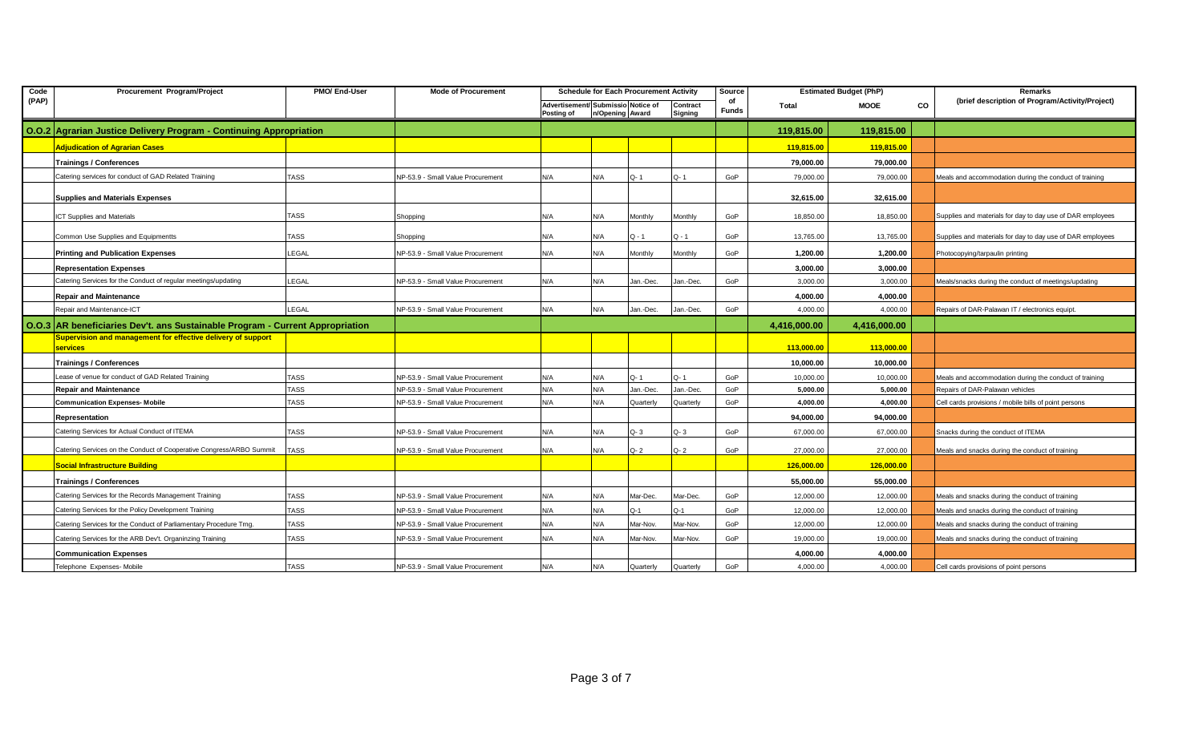| Code (PAP) | Procurement Program/Project | PMO/ End-User | Mode of Procurement | Schedule for Each Procurement Activity | | | | Source of Funds | Estimated Budget (PhP) | | | Remarks (brief description of Program/Activity/Project) |
|---|---|---|---|---|---|---|---|---|---|---|---|---|
| | | | | Advertisement/ Posting of | Submission/Opening | Notice of Award | Contract Signing | | Total | MOOE | CO | |
| O.O.2 | **Agrarian Justice Delivery Program - Continuing Appropriation** | | | | | | | | **119,815.00** | **119,815.00** | | |
| | **Adjudication of Agrarian Cases** | | | | | | | | **119,815.00** | **119,815.00** | | |
| | **Trainings / Conferences** | | | | | | | | **79,000.00** | **79,000.00** | | |
| | Catering services for conduct of GAD Related Training | TASS | NP-53.9 - Small Value Procurement | N/A | N/A | Q- 1 | Q- 1 | GoP | 79,000.00 | 79,000.00 | | Meals and accommodation during the conduct of training |
| | **Supplies and Materials Expenses** | | | | | | | | **32,615.00** | **32,615.00** | | |
| | ICT Supplies and Materials | TASS | Shopping | N/A | N/A | Monthly | Monthly | GoP | 18,850.00 | 18,850.00 | | Supplies and materials for day to day use of DAR employees |
| | Common Use Supplies and Equipmentts | TASS | Shopping | N/A | N/A | Q - 1 | Q - 1 | GoP | 13,765.00 | 13,765.00 | | Supplies and materials for day to day use of DAR employees |
| | **Printing and Publication Expenses** | LEGAL | NP-53.9 - Small Value Procurement | N/A | N/A | Monthly | Monthly | GoP | **1,200.00** | **1,200.00** | | Photocopying/tarpaulin printing |
| | **Representation Expenses** | | | | | | | | **3,000.00** | **3,000.00** | | |
| | Catering Services for the Conduct of regular meetings/updating | LEGAL | NP-53.9 - Small Value Procurement | N/A | N/A | Jan.-Dec. | Jan.-Dec. | GoP | 3,000.00 | 3,000.00 | | Meals/snacks during the conduct of meetings/updating |
| | **Repair and Maintenance** | | | | | | | | **4,000.00** | **4,000.00** | | |
| | Repair and Maintenance-ICT | LEGAL | NP-53.9 - Small Value Procurement | N/A | N/A | Jan.-Dec. | Jan.-Dec. | GoP | 4,000.00 | 4,000.00 | | Repairs of DAR-Palawan IT / electronics equipt. |
| O.O.3 | **AR beneficiaries Dev't. ans Sustainable Program - Current Appropriation** | | | | | | | | **4,416,000.00** | **4,416,000.00** | | |
| | **Supervision and management for effective delivery of support services** | | | | | | | | **113,000.00** | **113,000.00** | | |
| | **Trainings / Conferences** | | | | | | | | **10,000.00** | **10,000.00** | | |
| | Lease of venue for conduct of GAD Related Training | TASS | NP-53.9 - Small Value Procurement | N/A | N/A | Q- 1 | Q- 1 | GoP | 10,000.00 | 10,000.00 | | Meals and accommodation during the conduct of training |
| | **Repair and Maintenance** | TASS | NP-53.9 - Small Value Procurement | N/A | N/A | Jan.-Dec. | Jan.-Dec. | GoP | **5,000.00** | **5,000.00** | | Repairs of DAR-Palawan vehicles |
| | **Communication Expenses- Mobile** | TASS | NP-53.9 - Small Value Procurement | N/A | N/A | Quarterly | Quarterly | GoP | **4,000.00** | **4,000.00** | | Cell cards provisions / mobile bills of point persons |
| | **Representation** | | | | | | | | **94,000.00** | **94,000.00** | | |
| | Catering Services for Actual Conduct of ITEMA | TASS | NP-53.9 - Small Value Procurement | N/A | N/A | Q- 3 | Q- 3 | GoP | 67,000.00 | 67,000.00 | | Snacks during the conduct of ITEMA |
| | Catering Services on the Conduct of Cooperative Congress/ARBO Summit | TASS | NP-53.9 - Small Value Procurement | N/A | N/A | Q- 2 | Q- 2 | GoP | 27,000.00 | 27,000.00 | | Meals and snacks during the conduct of training |
| | **Social Infrastructure Building** | | | | | | | | **126,000.00** | **126,000.00** | | |
| | **Trainings / Conferences** | | | | | | | | **55,000.00** | **55,000.00** | | |
| | Catering Services for the Records Management Training | TASS | NP-53.9 - Small Value Procurement | N/A | N/A | Mar-Dec. | Mar-Dec. | GoP | 12,000.00 | 12,000.00 | | Meals and snacks during the conduct of training |
| | Catering Services for the Policy Development Training | TASS | NP-53.9 - Small Value Procurement | N/A | N/A | Q-1 | Q-1 | GoP | 12,000.00 | 12,000.00 | | Meals and snacks during the conduct of training |
| | Catering Services for the Conduct of Parliamentary Procedure Trng. | TASS | NP-53.9 - Small Value Procurement | N/A | N/A | Mar-Nov. | Mar-Nov. | GoP | 12,000.00 | 12,000.00 | | Meals and snacks during the conduct of training |
| | Catering Services for the ARB Dev't. Organinzing Training | TASS | NP-53.9 - Small Value Procurement | N/A | N/A | Mar-Nov. | Mar-Nov. | GoP | 19,000.00 | 19,000.00 | | Meals and snacks during the conduct of training |
| | **Communication Expenses** | | | | | | | | **4,000.00** | **4,000.00** | | |
| | Telephone Expenses- Mobile | TASS | NP-53.9 - Small Value Procurement | N/A | N/A | Quarterly | Quarterly | GoP | 4,000.00 | 4,000.00 | | Cell cards provisions of point persons |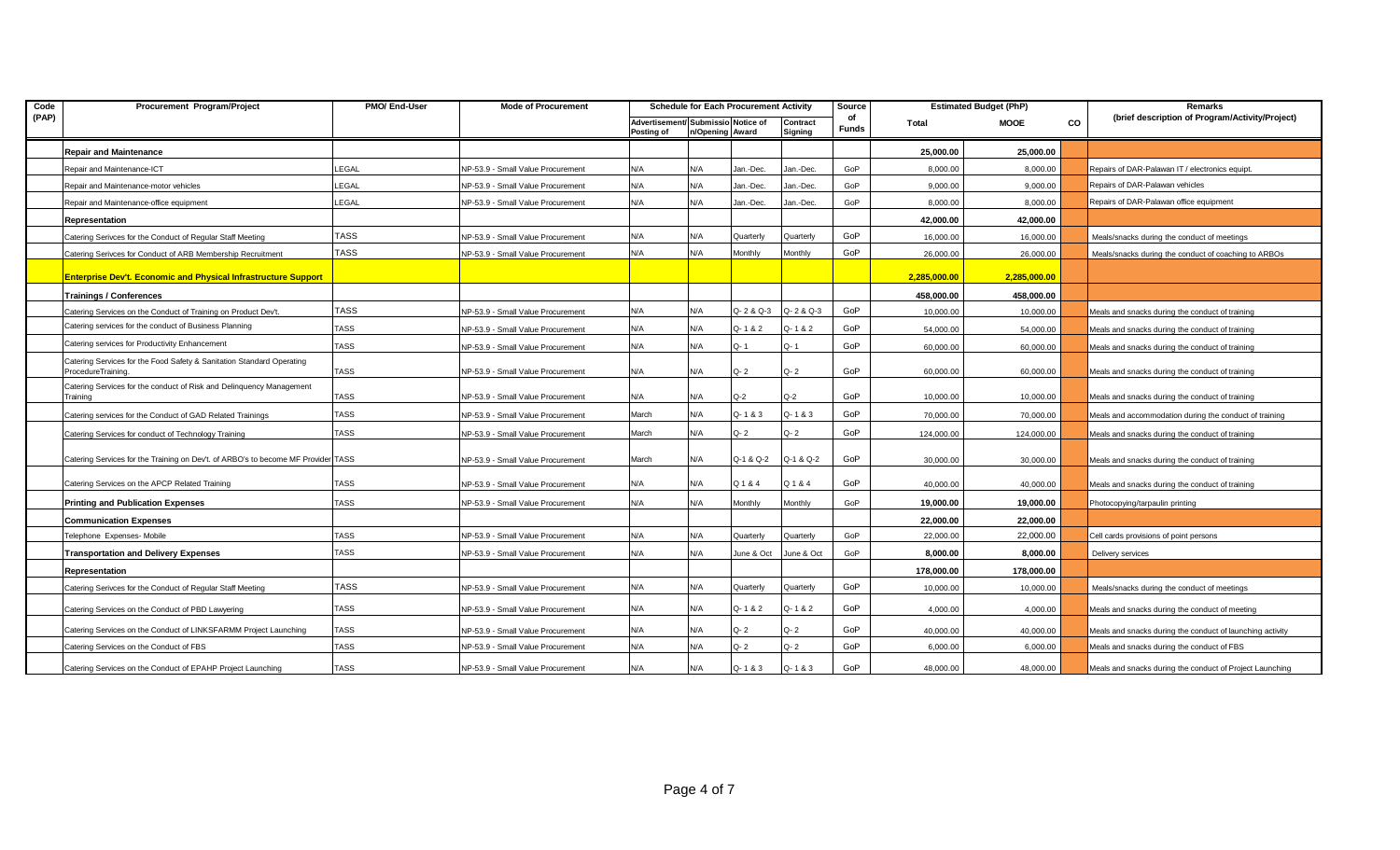| Code (PAP) | Procurement Program/Project | PMO/ End-User | Mode of Procurement | Schedule for Each Procurement Activity | | | | Source of Funds | Estimated Budget (PhP) | | | Remarks (brief description of Program/Activity/Project) |
|---|---|---|---|---|---|---|---|---|---|---|---|---|
| | | | | Advertisement/ Posting of | Submission/Opening | Notice of Award | Contract Signing | | Total | MOOE | CO | |
| | **Repair and Maintenance** | | | | | | | | **25,000.00** | **25,000.00** | | |
| | Repair and Maintenance-ICT | LEGAL | NP-53.9 - Small Value Procurement | N/A | N/A | Jan.-Dec. | Jan.-Dec. | GoP | 8,000.00 | 8,000.00 | | Repairs of DAR-Palawan IT / electronics equipt. |
| | Repair and Maintenance-motor vehicles | LEGAL | NP-53.9 - Small Value Procurement | N/A | N/A | Jan.-Dec. | Jan.-Dec. | GoP | 9,000.00 | 9,000.00 | | Repairs of DAR-Palawan vehicles |
| | Repair and Maintenance-office equipment | LEGAL | NP-53.9 - Small Value Procurement | N/A | N/A | Jan.-Dec. | Jan.-Dec. | GoP | 8,000.00 | 8,000.00 | | Repairs of DAR-Palawan office equipment |
| | **Representation** | | | | | | | | **42,000.00** | **42,000.00** | | |
| | Catering Serivces for the Conduct of Regular Staff Meeting | TASS | NP-53.9 - Small Value Procurement | N/A | N/A | Quarterly | Quarterly | GoP | 16,000.00 | 16,000.00 | | Meals/snacks during the conduct of meetings |
| | Catering Serivces for Conduct of ARB Membership Recruitment | TASS | NP-53.9 - Small Value Procurement | N/A | N/A | Monthly | Monthly | GoP | 26,000.00 | 26,000.00 | | Meals/snacks during the conduct of coaching to ARBOs |
| | **Enterprise Dev't. Economic and Physical Infrastructure Support** | | | | | | | | **2,285,000.00** | **2,285,000.00** | | |
| | **Trainings / Conferences** | | | | | | | | **458,000.00** | **458,000.00** | | |
| | Catering Services on the Conduct of Training on Product Dev't. | TASS | NP-53.9 - Small Value Procurement | N/A | N/A | Q- 2 & Q-3 | Q- 2 & Q-3 | GoP | 10,000.00 | 10,000.00 | | Meals and snacks during the conduct of training |
| | Catering services for the conduct of Business Planning | TASS | NP-53.9 - Small Value Procurement | N/A | N/A | Q- 1 & 2 | Q- 1 & 2 | GoP | 54,000.00 | 54,000.00 | | Meals and snacks during the conduct of training |
| | Catering services for Productivity Enhancement | TASS | NP-53.9 - Small Value Procurement | N/A | N/A | Q- 1 | Q- 1 | GoP | 60,000.00 | 60,000.00 | | Meals and snacks during the conduct of training |
| | Catering Services for the Food Safety & Sanitation Standard Operating ProcedureTraining. | TASS | NP-53.9 - Small Value Procurement | N/A | N/A | Q- 2 | Q- 2 | GoP | 60,000.00 | 60,000.00 | | Meals and snacks during the conduct of training |
| | Catering Services for the conduct of Risk and Delinquency Management Training | TASS | NP-53.9 - Small Value Procurement | N/A | N/A | Q-2 | Q-2 | GoP | 10,000.00 | 10,000.00 | | Meals and snacks during the conduct of training |
| | Catering services for the Conduct of GAD Related Trainings | TASS | NP-53.9 - Small Value Procurement | March | N/A | Q- 1 & 3 | Q- 1 & 3 | GoP | 70,000.00 | 70,000.00 | | Meals and accommodation during the conduct of training |
| | Catering Services for conduct of Technology Training | TASS | NP-53.9 - Small Value Procurement | March | N/A | Q- 2 | Q- 2 | GoP | 124,000.00 | 124,000.00 | | Meals and snacks during the conduct of training |
| | Catering Services for the Training on Dev't. of ARBO's to become MF Provider | TASS | NP-53.9 - Small Value Procurement | March | N/A | Q-1 & Q-2 | Q-1 & Q-2 | GoP | 30,000.00 | 30,000.00 | | Meals and snacks during the conduct of training |
| | Catering Services on the APCP Related Training | TASS | NP-53.9 - Small Value Procurement | N/A | N/A | Q 1 & 4 | Q 1 & 4 | GoP | 40,000.00 | 40,000.00 | | Meals and snacks during the conduct of training |
| | **Printing and Publication Expenses** | TASS | NP-53.9 - Small Value Procurement | N/A | N/A | Monthly | Monthly | GoP | **19,000.00** | **19,000.00** | | Photocopying/tarpaulin printing |
| | **Communication Expenses** | | | | | | | | **22,000.00** | **22,000.00** | | |
| | Telephone Expenses- Mobile | TASS | NP-53.9 - Small Value Procurement | N/A | N/A | Quarterly | Quarterly | GoP | 22,000.00 | 22,000.00 | | Cell cards provisions of point persons |
| | **Transportation and Delivery Expenses** | TASS | NP-53.9 - Small Value Procurement | N/A | N/A | June & Oct | June & Oct | GoP | **8,000.00** | **8,000.00** | | Delivery services |
| | **Representation** | | | | | | | | **178,000.00** | **178,000.00** | | |
| | Catering Serivces for the Conduct of Regular Staff Meeting | TASS | NP-53.9 - Small Value Procurement | N/A | N/A | Quarterly | Quarterly | GoP | 10,000.00 | 10,000.00 | | Meals/snacks during the conduct of meetings |
| | Catering Services on the Conduct of PBD Lawyering | TASS | NP-53.9 - Small Value Procurement | N/A | N/A | Q- 1 & 2 | Q- 1 & 2 | GoP | 4,000.00 | 4,000.00 | | Meals and snacks during the conduct of meeting |
| | Catering Services on the Conduct of LINKSFARMM Project Launching | TASS | NP-53.9 - Small Value Procurement | N/A | N/A | Q- 2 | Q- 2 | GoP | 40,000.00 | 40,000.00 | | Meals and snacks during the conduct of launching activity |
| | Catering Services on the Conduct of FBS | TASS | NP-53.9 - Small Value Procurement | N/A | N/A | Q- 2 | Q- 2 | GoP | 6,000.00 | 6,000.00 | | Meals and snacks during the conduct of FBS |
| | Catering Services on the Conduct of EPAHP Project Launching | TASS | NP-53.9 - Small Value Procurement | N/A | N/A | Q- 1 & 3 | Q- 1 & 3 | GoP | 48,000.00 | 48,000.00 | | Meals and snacks during the conduct of Project Launching |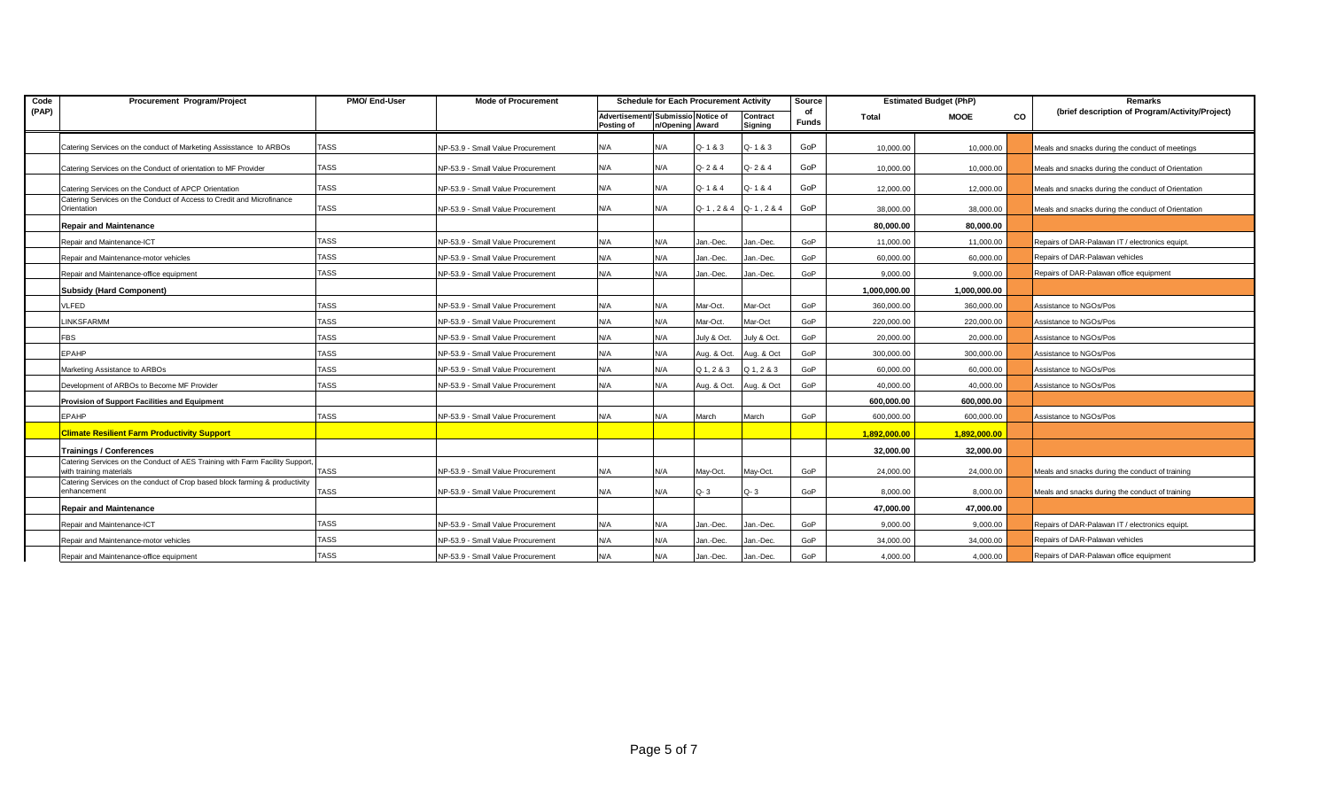| Code (PAP) | Procurement Program/Project | PMO/ End-User | Mode of Procurement | Schedule for Each Procurement Activity | | | | Source of Funds | Estimated Budget (PhP) | | | Remarks (brief description of Program/Activity/Project) |
|---|---|---|---|---|---|---|---|---|---|---|---|---|
| | | | | Advertisement/ Posting of | Submission/Opening | Notice of Award | Contract Signing | | Total | MOOE | CO | |
| | Catering Services on the conduct of Marketing Assisstance to ARBOs | TASS | NP-53.9 - Small Value Procurement | N/A | N/A | Q- 1 & 3 | Q- 1 & 3 | GoP | 10,000.00 | 10,000.00 | | Meals and snacks during the conduct of meetings |
| | Catering Services on the Conduct of orientation to MF Provider | TASS | NP-53.9 - Small Value Procurement | N/A | N/A | Q- 2 & 4 | Q- 2 & 4 | GoP | 10,000.00 | 10,000.00 | | Meals and snacks during the conduct of Orientation |
| | Catering Services on the Conduct of APCP Orientation | TASS | NP-53.9 - Small Value Procurement | N/A | N/A | Q- 1 & 4 | Q- 1 & 4 | GoP | 12,000.00 | 12,000.00 | | Meals and snacks during the conduct of Orientation |
| | Catering Services on the Conduct of Access to Credit and Microfinance Orientation | TASS | NP-53.9 - Small Value Procurement | N/A | N/A | Q- 1 , 2 & 4 | Q- 1 , 2 & 4 | GoP | 38,000.00 | 38,000.00 | | Meals and snacks during the conduct of Orientation |
| | **Repair and Maintenance** | | | | | | | | **80,000.00** | **80,000.00** | | |
| | Repair and Maintenance-ICT | TASS | NP-53.9 - Small Value Procurement | N/A | N/A | Jan.-Dec. | Jan.-Dec. | GoP | 11,000.00 | 11,000.00 | | Repairs of DAR-Palawan IT / electronics equipt. |
| | Repair and Maintenance-motor vehicles | TASS | NP-53.9 - Small Value Procurement | N/A | N/A | Jan.-Dec. | Jan.-Dec. | GoP | 60,000.00 | 60,000.00 | | Repairs of DAR-Palawan vehicles |
| | Repair and Maintenance-office equipment | TASS | NP-53.9 - Small Value Procurement | N/A | N/A | Jan.-Dec. | Jan.-Dec. | GoP | 9,000.00 | 9,000.00 | | Repairs of DAR-Palawan office equipment |
| | **Subsidy (Hard Component)** | | | | | | | | **1,000,000.00** | **1,000,000.00** | | |
| | VLFED | TASS | NP-53.9 - Small Value Procurement | N/A | N/A | Mar-Oct. | Mar-Oct | GoP | 360,000.00 | 360,000.00 | | Assistance to NGOs/Pos |
| | LINKSFARMM | TASS | NP-53.9 - Small Value Procurement | N/A | N/A | Mar-Oct. | Mar-Oct | GoP | 220,000.00 | 220,000.00 | | Assistance to NGOs/Pos |
| | FBS | TASS | NP-53.9 - Small Value Procurement | N/A | N/A | July & Oct. | July & Oct. | GoP | 20,000.00 | 20,000.00 | | Assistance to NGOs/Pos |
| | EPAHP | TASS | NP-53.9 - Small Value Procurement | N/A | N/A | Aug. & Oct. | Aug. & Oct | GoP | 300,000.00 | 300,000.00 | | Assistance to NGOs/Pos |
| | Marketing Assistance to ARBOs | TASS | NP-53.9 - Small Value Procurement | N/A | N/A | Q 1, 2 & 3 | Q 1, 2 & 3 | GoP | 60,000.00 | 60,000.00 | | Assistance to NGOs/Pos |
| | Development of ARBOs to Become MF Provider | TASS | NP-53.9 - Small Value Procurement | N/A | N/A | Aug. & Oct. | Aug. & Oct | GoP | 40,000.00 | 40,000.00 | | Assistance to NGOs/Pos |
| | **Provision of Support Facilities and Equipment** | | | | | | | | **600,000.00** | **600,000.00** | | |
| | EPAHP | TASS | NP-53.9 - Small Value Procurement | N/A | N/A | March | March | GoP | 600,000.00 | 600,000.00 | | Assistance to NGOs/Pos |
| | **Climate Resilient Farm Productivity Support** | | | | | | | | **1,892,000.00** | **1,892,000.00** | | |
| | **Trainings / Conferences** | | | | | | | | **32,000.00** | **32,000.00** | | |
| | Catering Services on the Conduct of AES Training with Farm Facility Support, with training materials | TASS | NP-53.9 - Small Value Procurement | N/A | N/A | May-Oct. | May-Oct. | GoP | 24,000.00 | 24,000.00 | | Meals and snacks during the conduct of training |
| | Catering Services on the conduct of Crop based block farming & productivity enhancement | TASS | NP-53.9 - Small Value Procurement | N/A | N/A | Q- 3 | Q- 3 | GoP | 8,000.00 | 8,000.00 | | Meals and snacks during the conduct of training |
| | **Repair and Maintenance** | | | | | | | | **47,000.00** | **47,000.00** | | |
| | Repair and Maintenance-ICT | TASS | NP-53.9 - Small Value Procurement | N/A | N/A | Jan.-Dec. | Jan.-Dec. | GoP | 9,000.00 | 9,000.00 | | Repairs of DAR-Palawan IT / electronics equipt. |
| | Repair and Maintenance-motor vehicles | TASS | NP-53.9 - Small Value Procurement | N/A | N/A | Jan.-Dec. | Jan.-Dec. | GoP | 34,000.00 | 34,000.00 | | Repairs of DAR-Palawan vehicles |
| | Repair and Maintenance-office equipment | TASS | NP-53.9 - Small Value Procurement | N/A | N/A | Jan.-Dec. | Jan.-Dec. | GoP | 4,000.00 | 4,000.00 | | Repairs of DAR-Palawan office equipment |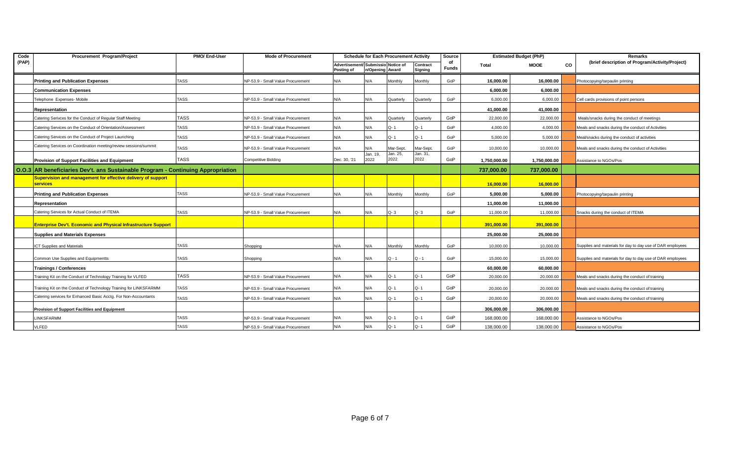| Code (PAP) | Procurement Program/Project | PMO/ End-User | Mode of Procurement | Schedule for Each Procurement Activity | | | | Source of Funds | Estimated Budget (PhP) | | | Remarks (brief description of Program/Activity/Project) |
|---|---|---|---|---|---|---|---|---|---|---|---|---|
| | | | | Advertisement/ Posting of | Submission/Opening | Notice of Award | Contract Signing | | Total | MOOE | CO | |
| | **Printing and Publication Expenses** | TASS | NP-53.9 - Small Value Procurement | N/A | N/A | Monthly | Monthly | GoP | **16,000.00** | **16,000.00** | | Photocopying/tarpaulin printing |
| | **Communication Expenses** | | | | | | | | **6,000.00** | **6,000.00** | | |
| | Telephone Expenses- Mobile | TASS | NP-53.9 - Small Value Procurement | N/A | N/A | Quarterly | Quarterly | GoP | 6,000.00 | 6,000.00 | | Cell cards provisions of point persons |
| | **Representation** | | | | | | | | **41,000.00** | **41,000.00** | | |
| | Catering Serivces for the Conduct of Regular Staff Meeting | TASS | NP-53.9 - Small Value Procurement | N/A | N/A | Quarterly | Quarterly | GoP | 22,000.00 | 22,000.00 | | Meals/snacks during the conduct of meetings |
| | Catering Services on the Conduct of Orientation/Assessment | TASS | NP-53.9 - Small Value Procurement | N/A | N/A | Q- 1 | Q- 1 | GoP | 4,000.00 | 4,000.00 | | Meals and snacks during the conduct of Activities |
| | Catering Services on the Conduct of Project Launching | TASS | NP-53.9 - Small Value Procurement | N/A | N/A | Q- 1 | Q- 1 | GoP | 5,000.00 | 5,000.00 | | Meal/snacks during the conduct of activities |
| | Catering Services on Coordination meeting/review sessions/summit | TASS | NP-53.9 - Small Value Procurement | N/A | N/A | Mar-Sept. | Mar-Sept. | GoP | 10,000.00 | 10,000.00 | | Meals and snacks during the conduct of Activities |
| | **Provision of Support Facilities and Equipment** | TASS | Competitive Bidding | Dec. 30, '21 | Jan. 19, 2022 | Jan. 25, 2022 | Jan. 31, 2022 | GoP | **1,750,000.00** | **1,750,000.00** | | Assistance to NGOs/Pos |
| **O.O.3** | **AR beneficiaries Dev't. ans Sustainable Program - Continuing Appropriation** | | | | | | | | **737,000.00** | **737,000.00** | | |
| | **Supervision and management for effective delivery of support services** | | | | | | | | **16,000.00** | **16,000.00** | | |
| | **Printing and Publication Expenses** | TASS | NP-53.9 - Small Value Procurement | N/A | N/A | Monthly | Monthly | GoP | **5,000.00** | **5,000.00** | | Photocopying/tarpaulin printing |
| | **Representation** | | | | | | | | **11,000.00** | **11,000.00** | | |
| | Catering Services for Actual Conduct of ITEMA | TASS | NP-53.9 - Small Value Procurement | N/A | N/A | Q- 3 | Q- 3 | GoP | 11,000.00 | 11,000.00 | | Snacks during the conduct of ITEMA |
| | **Enterprise Dev't. Economic and Physical Infrastructure Support** | | | | | | | | **391,000.00** | **391,000.00** | | |
| | **Supplies and Materials Expenses** | | | | | | | | **25,000.00** | **25,000.00** | | |
| | ICT Supplies and Materials | TASS | Shopping | N/A | N/A | Monthly | Monthly | GoP | 10,000.00 | 10,000.00 | | Supplies and materials for day to day use of DAR employees |
| | Common Use Supplies and Equipmentts | TASS | Shopping | N/A | N/A | Q - 1 | Q - 1 | GoP | 15,000.00 | 15,000.00 | | Supplies and materials for day to day use of DAR employees |
| | **Trainings / Conferences** | | | | | | | | **60,000.00** | **60,000.00** | | |
| | Training Kit on the Conduct of Technology Training for VLFED | TASS | NP-53.9 - Small Value Procurement | N/A | N/A | Q- 1 | Q- 1 | GoP | 20,000.00 | 20,000.00 | | Meals and snacks during the conduct of training |
| | Training Kit on the Conduct of Technology Training for LINKSFARMM | TASS | NP-53.9 - Small Value Procurement | N/A | N/A | Q- 1 | Q- 1 | GoP | 20,000.00 | 20,000.00 | | Meals and snacks during the conduct of training |
| | Catering services for Enhanced Basic Acctg. For Non-Accountants | TASS | NP-53.9 - Small Value Procurement | N/A | N/A | Q- 1 | Q- 1 | GoP | 20,000.00 | 20,000.00 | | Meals and snacks during the conduct of training |
| | **Provision of Support Facilities and Equipment** | | | | | | | | **306,000.00** | **306,000.00** | | |
| | LINKSFARMM | TASS | NP-53.9 - Small Value Procurement | N/A | N/A | Q- 1 | Q- 1 | GoP | 168,000.00 | 168,000.00 | | Assistance to NGOs/Pos |
| | VLFED | TASS | NP-53.9 - Small Value Procurement | N/A | N/A | Q- 1 | Q- 1 | GoP | 138,000.00 | 138,000.00 | | Assistance to NGOs/Pos |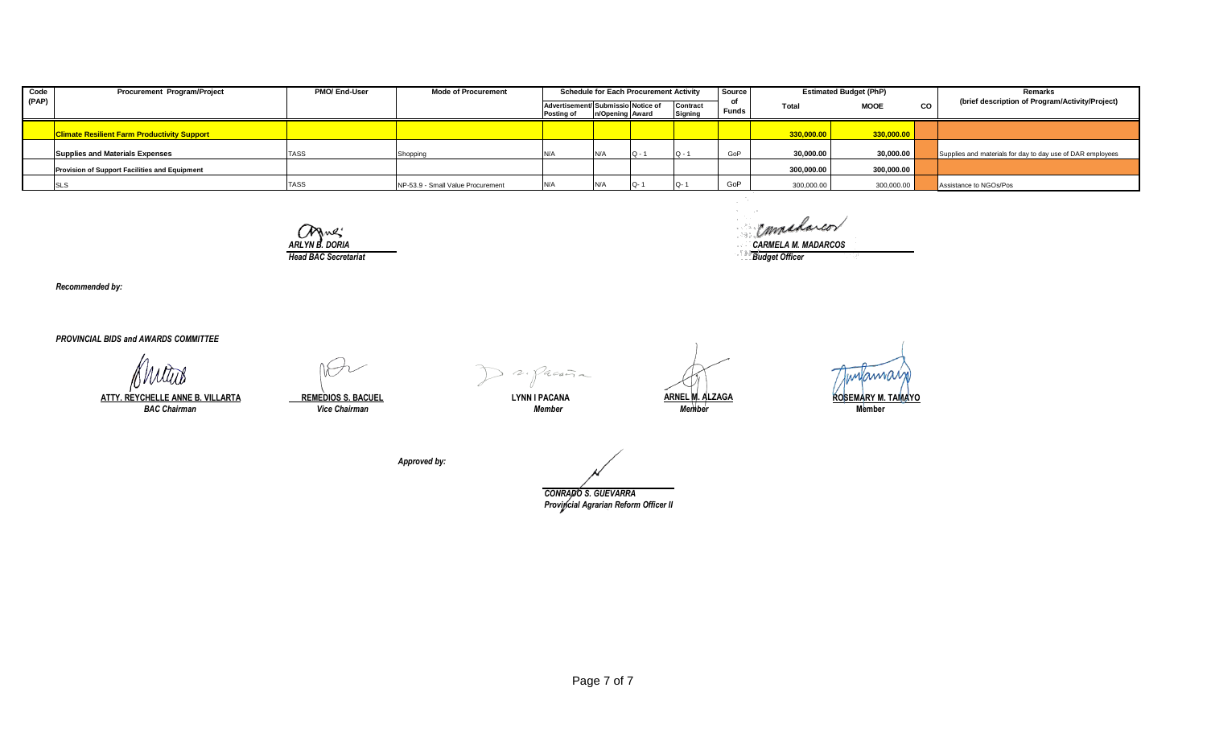| Code (PAP) | Procurement Program/Project | PMO/ End-User | Mode of Procurement | Schedule for Each Procurement Activity | | | | Source of Funds | Estimated Budget (PhP) | | | Remarks (brief description of Program/Activity/Project) |
|---|---|---|---|---|---|---|---|---|---|---|---|---|
| | | | | Advertisement/ Posting of | Submission/Opening | Notice of Award | Contract Signing | | Total | MOOE | CO | |
| | **Climate Resilient Farm Productivity Support** | | | | | | | | **330,000.00** | **330,000.00** | | |
| | **Supplies and Materials Expenses** | TASS | Shopping | N/A | N/A | Q - 1 | Q - 1 | GoP | **30,000.00** | **30,000.00** | | Supplies and materials for day to day use of DAR employees |
| | **Provision of Support Facilities and Equipment** | | | | | | | | **300,000.00** | **300,000.00** | | |
| | SLS | TASS | NP-53.9 - Small Value Procurement | N/A | N/A | Q- 1 | Q- 1 | GoP | 300,000.00 | 300,000.00 | | Assistance to NGOs/Pos |

***ARLYN B. DORIA***
***Head BAC Secretariat***

***CARMELA M. MADARCOS***
***Budget Officer***

***Recommended by:***

***PROVINCIAL BIDS and AWARDS COMMITTEE***

**ATTY. REYCHELLE ANNE B. VILLARTA**
***BAC Chairman***

**REMEDIOS S. BACUEL**
***Vice Chairman***

**LYNN I PACANA**
***Member***

**ARNEL M. ALZAGA**
***Member***

**ROSEMARY M. TAMAYO**
**Member**

***Approved by:***

***CONRADO S. GUEVARRA***
***Provincial Agrarian Reform Officer II***